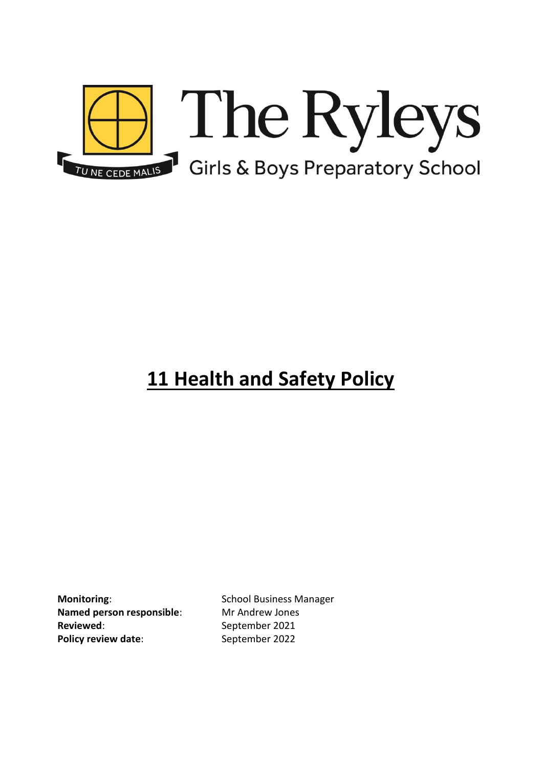The Ryleys

Girls & Boys Preparatory School

TU NE CEDE MALIS

# 11 Health and Safety Policy

**Monitoring**: School Business Manager
**Named person responsible**: Mr Andrew Jones
**Reviewed**: September 2021
**Policy review date**: September 2022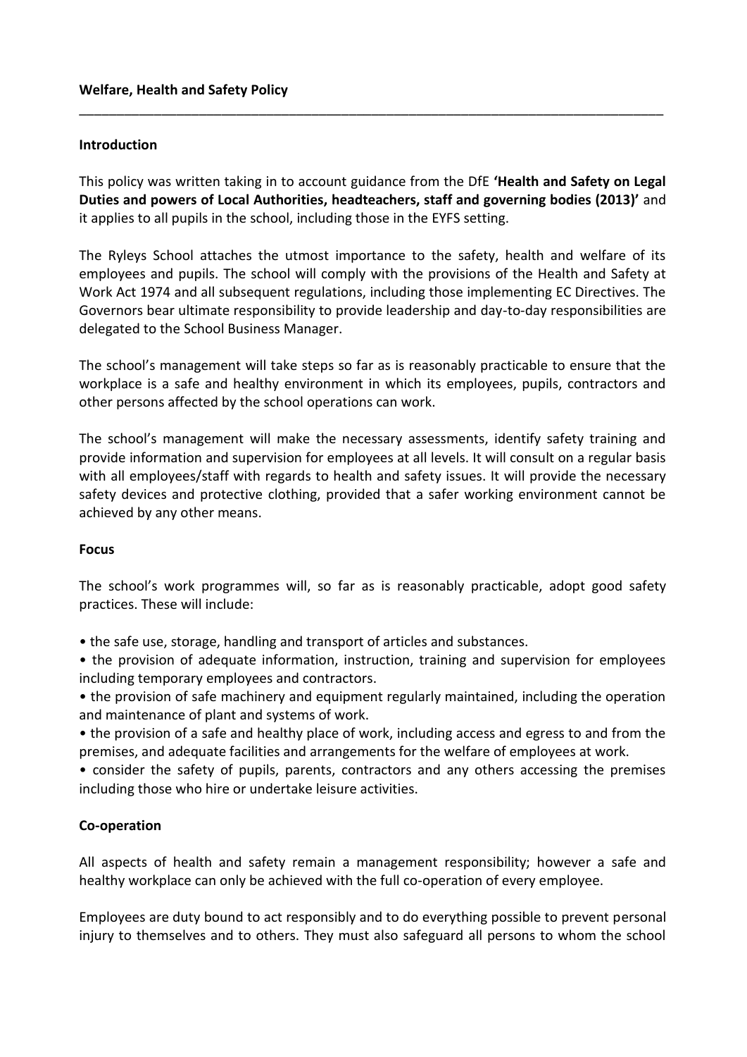**Welfare, Health and Safety Policy**

---

**Introduction**

This policy was written taking in to account guidance from the DfE **'Health and Safety on Legal Duties and powers of Local Authorities, headteachers, staff and governing bodies (2013)'** and it applies to all pupils in the school, including those in the EYFS setting.

The Ryleys School attaches the utmost importance to the safety, health and welfare of its employees and pupils. The school will comply with the provisions of the Health and Safety at Work Act 1974 and all subsequent regulations, including those implementing EC Directives. The Governors bear ultimate responsibility to provide leadership and day-to-day responsibilities are delegated to the School Business Manager.

The school's management will take steps so far as is reasonably practicable to ensure that the workplace is a safe and healthy environment in which its employees, pupils, contractors and other persons affected by the school operations can work.

The school's management will make the necessary assessments, identify safety training and provide information and supervision for employees at all levels. It will consult on a regular basis with all employees/staff with regards to health and safety issues. It will provide the necessary safety devices and protective clothing, provided that a safer working environment cannot be achieved by any other means.

**Focus**

The school's work programmes will, so far as is reasonably practicable, adopt good safety practices. These will include:

- the safe use, storage, handling and transport of articles and substances.
- the provision of adequate information, instruction, training and supervision for employees including temporary employees and contractors.
- the provision of safe machinery and equipment regularly maintained, including the operation and maintenance of plant and systems of work.
- the provision of a safe and healthy place of work, including access and egress to and from the premises, and adequate facilities and arrangements for the welfare of employees at work.
- consider the safety of pupils, parents, contractors and any others accessing the premises including those who hire or undertake leisure activities.

**Co-operation**

All aspects of health and safety remain a management responsibility; however a safe and healthy workplace can only be achieved with the full co-operation of every employee.

Employees are duty bound to act responsibly and to do everything possible to prevent personal injury to themselves and to others. They must also safeguard all persons to whom the school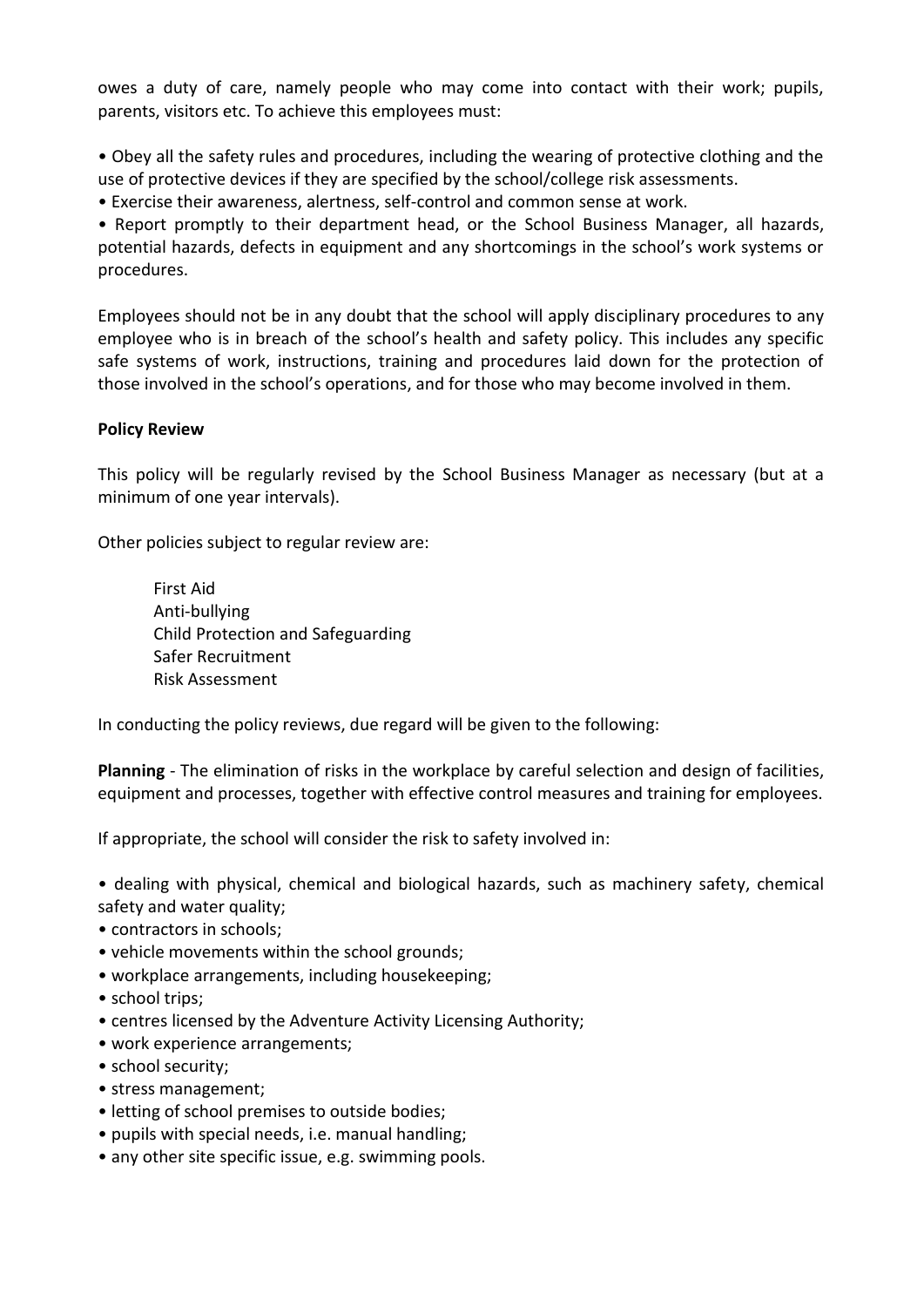owes a duty of care, namely people who may come into contact with their work; pupils, parents, visitors etc. To achieve this employees must:

- Obey all the safety rules and procedures, including the wearing of protective clothing and the use of protective devices if they are specified by the school/college risk assessments.
- Exercise their awareness, alertness, self-control and common sense at work.
- Report promptly to their department head, or the School Business Manager, all hazards, potential hazards, defects in equipment and any shortcomings in the school's work systems or procedures.

Employees should not be in any doubt that the school will apply disciplinary procedures to any employee who is in breach of the school's health and safety policy. This includes any specific safe systems of work, instructions, training and procedures laid down for the protection of those involved in the school's operations, and for those who may become involved in them.

**Policy Review**

This policy will be regularly revised by the School Business Manager as necessary (but at a minimum of one year intervals).

Other policies subject to regular review are:

First Aid
Anti-bullying
Child Protection and Safeguarding
Safer Recruitment
Risk Assessment

In conducting the policy reviews, due regard will be given to the following:

**Planning** - The elimination of risks in the workplace by careful selection and design of facilities, equipment and processes, together with effective control measures and training for employees.

If appropriate, the school will consider the risk to safety involved in:

- dealing with physical, chemical and biological hazards, such as machinery safety, chemical safety and water quality;
- contractors in schools;
- vehicle movements within the school grounds;
- workplace arrangements, including housekeeping;
- school trips;
- centres licensed by the Adventure Activity Licensing Authority;
- work experience arrangements;
- school security;
- stress management;
- letting of school premises to outside bodies;
- pupils with special needs, i.e. manual handling;
- any other site specific issue, e.g. swimming pools.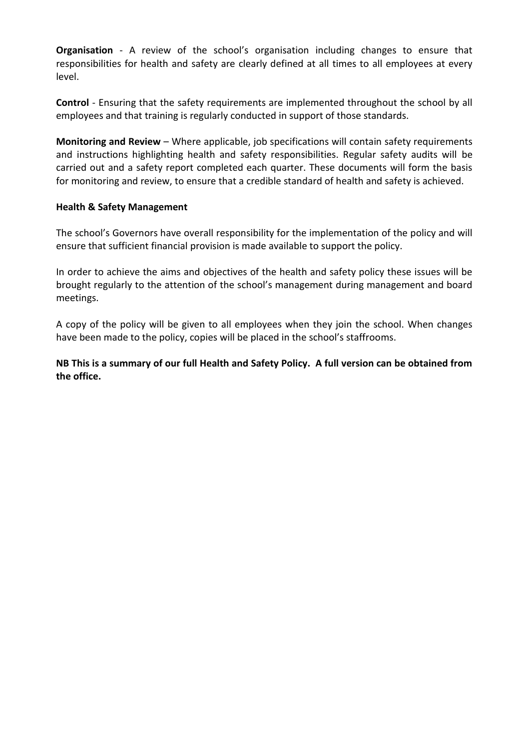**Organisation** - A review of the school's organisation including changes to ensure that responsibilities for health and safety are clearly defined at all times to all employees at every level.

**Control** - Ensuring that the safety requirements are implemented throughout the school by all employees and that training is regularly conducted in support of those standards.

**Monitoring and Review** – Where applicable, job specifications will contain safety requirements and instructions highlighting health and safety responsibilities. Regular safety audits will be carried out and a safety report completed each quarter. These documents will form the basis for monitoring and review, to ensure that a credible standard of health and safety is achieved.

**Health & Safety Management**

The school's Governors have overall responsibility for the implementation of the policy and will ensure that sufficient financial provision is made available to support the policy.

In order to achieve the aims and objectives of the health and safety policy these issues will be brought regularly to the attention of the school's management during management and board meetings.

A copy of the policy will be given to all employees when they join the school. When changes have been made to the policy, copies will be placed in the school's staffrooms.

**NB This is a summary of our full Health and Safety Policy. A full version can be obtained from the office.**